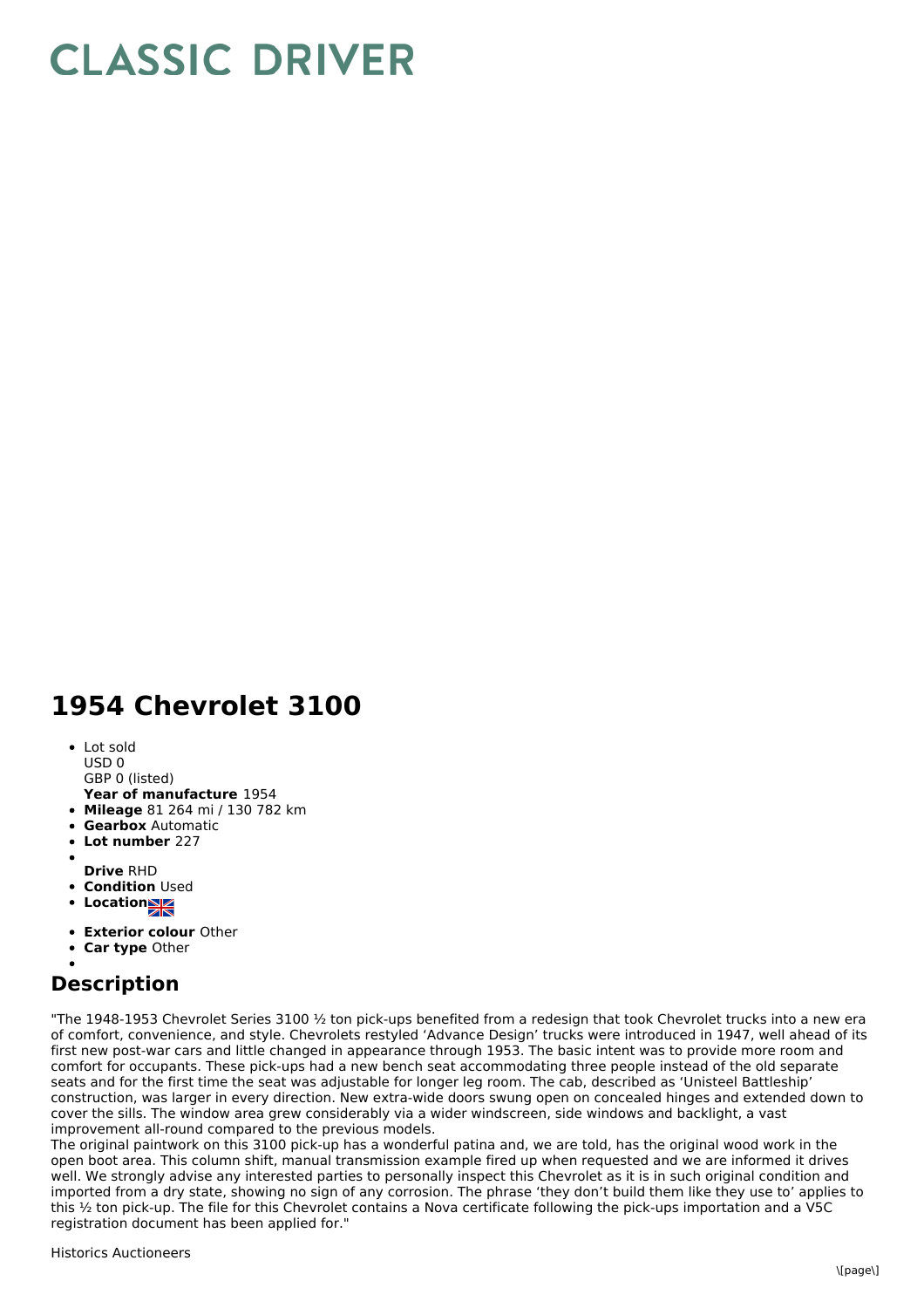# CLASSIC DRIVER

## 1954 Chevrolet 3100

- Lot sold
  USD 0
  GBP 0 (listed)
  **Year of manufacture** 1954
- **Mileage** 81 264 mi / 130 782 km
- **Gearbox** Automatic
- **Lot number** 227
- **Drive** RHD
- **Condition** Used
- **Location**
- **Exterior colour** Other
- **Car type** Other

## Description

"The 1948-1953 Chevrolet Series 3100 ½ ton pick-ups benefited from a redesign that took Chevrolet trucks into a new era of comfort, convenience, and style. Chevrolets restyled 'Advance Design' trucks were introduced in 1947, well ahead of its first new post-war cars and little changed in appearance through 1953. The basic intent was to provide more room and comfort for occupants. These pick-ups had a new bench seat accommodating three people instead of the old separate seats and for the first time the seat was adjustable for longer leg room. The cab, described as 'Unisteel Battleship' construction, was larger in every direction. New extra-wide doors swung open on concealed hinges and extended down to cover the sills. The window area grew considerably via a wider windscreen, side windows and backlight, a vast improvement all-round compared to the previous models.
The original paintwork on this 3100 pick-up has a wonderful patina and, we are told, has the original wood work in the open boot area. This column shift, manual transmission example fired up when requested and we are informed it drives well. We strongly advise any interested parties to personally inspect this Chevrolet as it is in such original condition and imported from a dry state, showing no sign of any corrosion. The phrase 'they don't build them like they use to' applies to this ½ ton pick-up. The file for this Chevrolet contains a Nova certificate following the pick-ups importation and a V5C registration document has been applied for."

Historics Auctioneers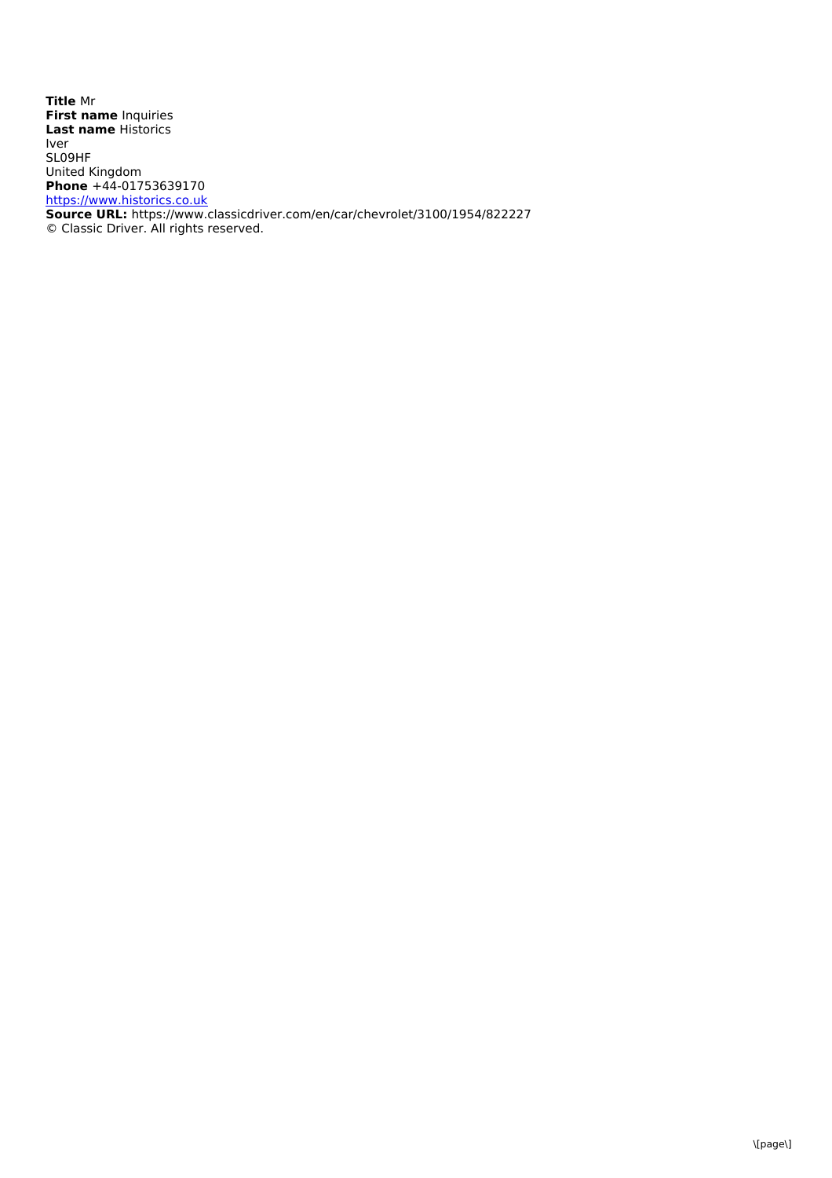**Title** Mr
**First name** Inquiries
**Last name** Historics
Iver
SL09HF
United Kingdom
**Phone** +44-01753639170
https://www.historics.co.uk
**Source URL:** https://www.classicdriver.com/en/car/chevrolet/3100/1954/822227
© Classic Driver. All rights reserved.